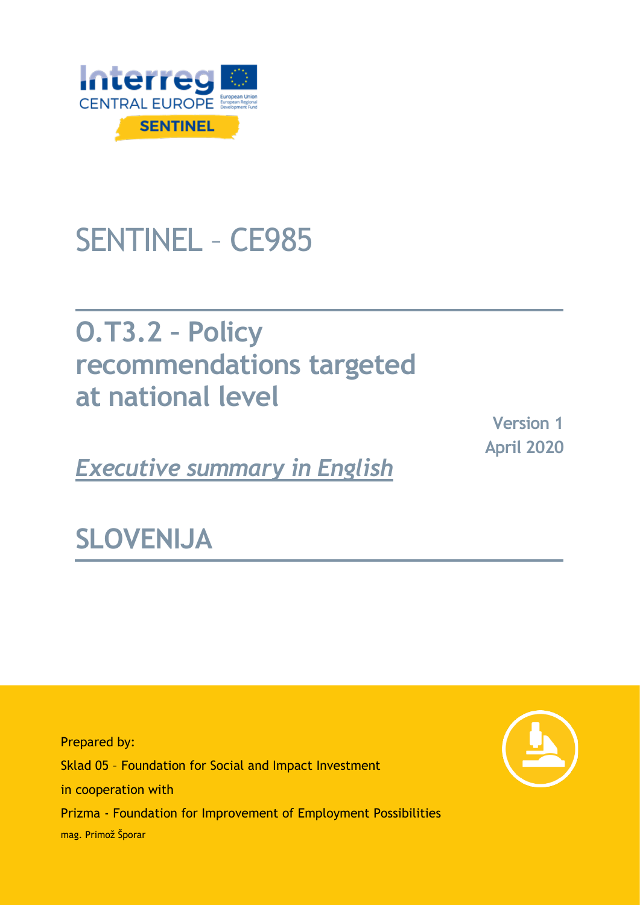# SENTINEL – CE985

## O.T3.2 – Policy recommendations targeted at national level

**Version 1**
**April 2020**

*Executive summary in English*

## SLOVENIJA

Prepared by:

Sklad 05 – Foundation for Social and Impact Investment

in cooperation with

Prizma - Foundation for Improvement of Employment Possibilities

mag. Primož Šporar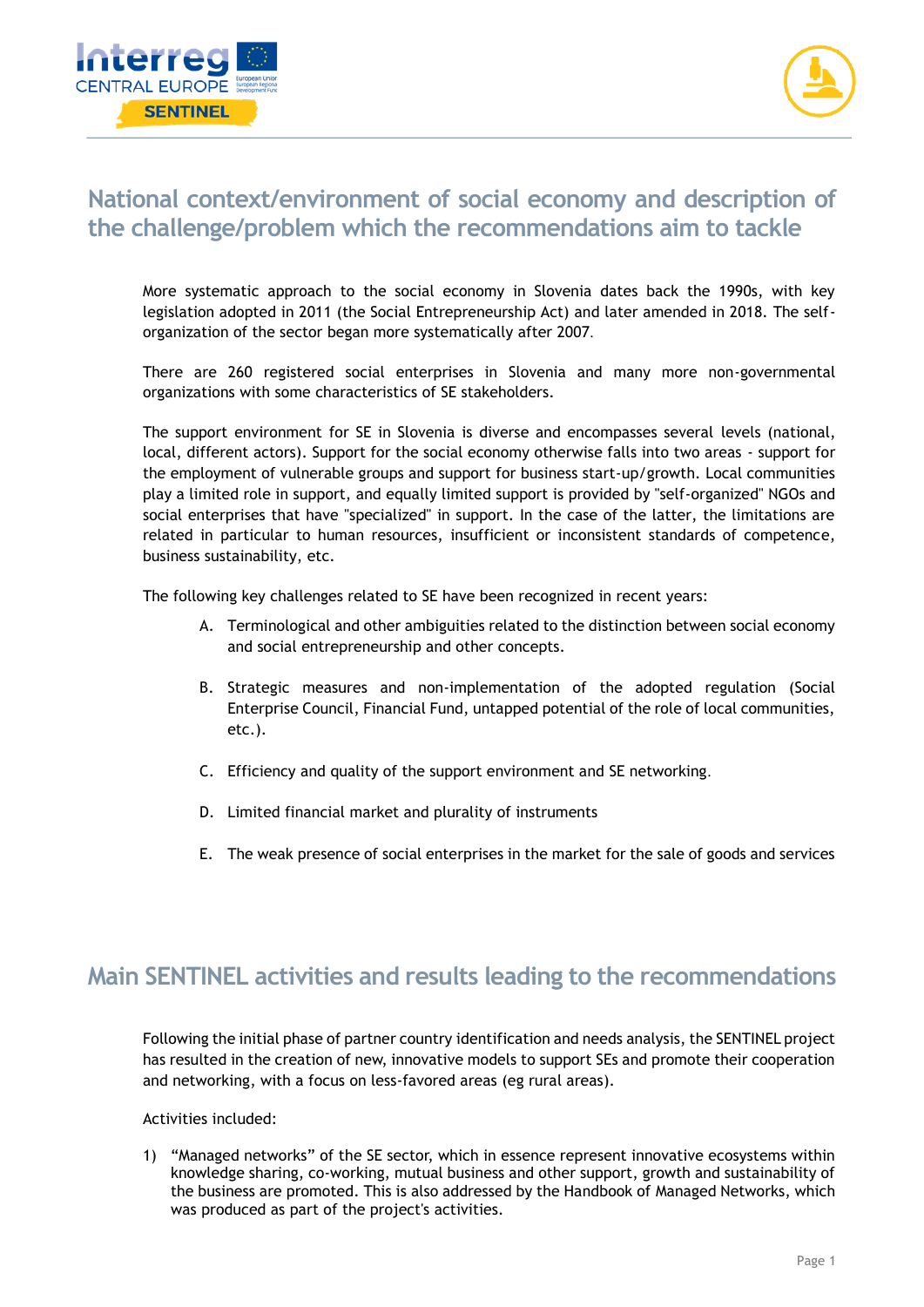## National context/environment of social economy and description of the challenge/problem which the recommendations aim to tackle

More systematic approach to the social economy in Slovenia dates back the 1990s, with key legislation adopted in 2011 (the Social Entrepreneurship Act) and later amended in 2018. The self-organization of the sector began more systematically after 2007.

There are 260 registered social enterprises in Slovenia and many more non-governmental organizations with some characteristics of SE stakeholders.

The support environment for SE in Slovenia is diverse and encompasses several levels (national, local, different actors). Support for the social economy otherwise falls into two areas - support for the employment of vulnerable groups and support for business start-up/growth. Local communities play a limited role in support, and equally limited support is provided by "self-organized" NGOs and social enterprises that have "specialized" in support. In the case of the latter, the limitations are related in particular to human resources, insufficient or inconsistent standards of competence, business sustainability, etc.

The following key challenges related to SE have been recognized in recent years:

A. Terminological and other ambiguities related to the distinction between social economy and social entrepreneurship and other concepts.

B. Strategic measures and non-implementation of the adopted regulation (Social Enterprise Council, Financial Fund, untapped potential of the role of local communities, etc.).

C. Efficiency and quality of the support environment and SE networking.

D. Limited financial market and plurality of instruments

E. The weak presence of social enterprises in the market for the sale of goods and services

## Main SENTINEL activities and results leading to the recommendations

Following the initial phase of partner country identification and needs analysis, the SENTINEL project has resulted in the creation of new, innovative models to support SEs and promote their cooperation and networking, with a focus on less-favored areas (eg rural areas).

Activities included:

1) "Managed networks" of the SE sector, which in essence represent innovative ecosystems within knowledge sharing, co-working, mutual business and other support, growth and sustainability of the business are promoted. This is also addressed by the Handbook of Managed Networks, which was produced as part of the project's activities.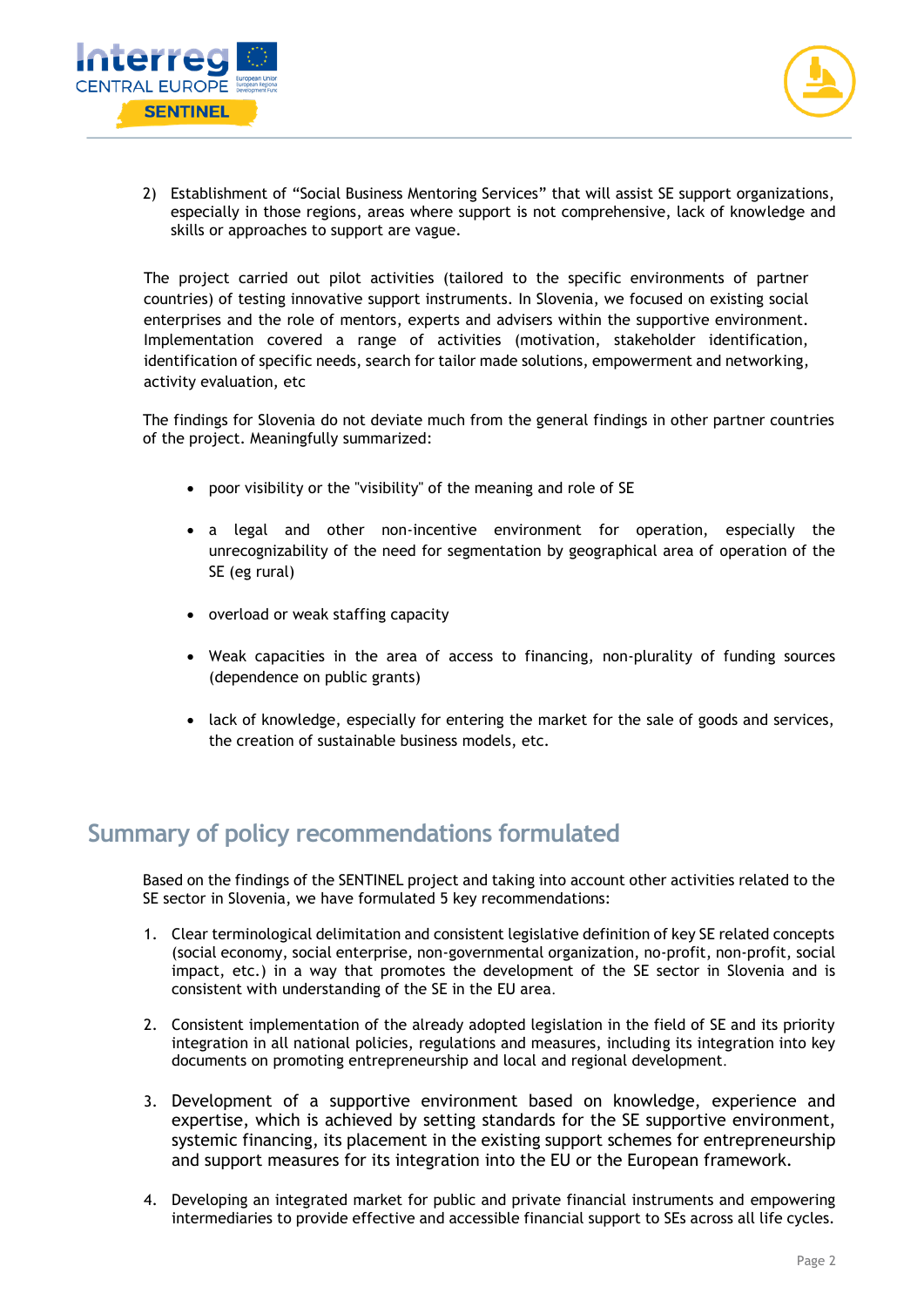2) Establishment of "Social Business Mentoring Services" that will assist SE support organizations, especially in those regions, areas where support is not comprehensive, lack of knowledge and skills or approaches to support are vague.

The project carried out pilot activities (tailored to the specific environments of partner countries) of testing innovative support instruments. In Slovenia, we focused on existing social enterprises and the role of mentors, experts and advisers within the supportive environment. Implementation covered a range of activities (motivation, stakeholder identification, identification of specific needs, search for tailor made solutions, empowerment and networking, activity evaluation, etc

The findings for Slovenia do not deviate much from the general findings in other partner countries of the project. Meaningfully summarized:

- poor visibility or the "visibility" of the meaning and role of SE
- a legal and other non-incentive environment for operation, especially the unrecognizability of the need for segmentation by geographical area of operation of the SE (eg rural)
- overload or weak staffing capacity
- Weak capacities in the area of access to financing, non-plurality of funding sources (dependence on public grants)
- lack of knowledge, especially for entering the market for the sale of goods and services, the creation of sustainable business models, etc.

## Summary of policy recommendations formulated

Based on the findings of the SENTINEL project and taking into account other activities related to the SE sector in Slovenia, we have formulated 5 key recommendations:

1. Clear terminological delimitation and consistent legislative definition of key SE related concepts (social economy, social enterprise, non-governmental organization, no-profit, non-profit, social impact, etc.) in a way that promotes the development of the SE sector in Slovenia and is consistent with understanding of the SE in the EU area.
2. Consistent implementation of the already adopted legislation in the field of SE and its priority integration in all national policies, regulations and measures, including its integration into key documents on promoting entrepreneurship and local and regional development.
3. Development of a supportive environment based on knowledge, experience and expertise, which is achieved by setting standards for the SE supportive environment, systemic financing, its placement in the existing support schemes for entrepreneurship and support measures for its integration into the EU or the European framework.
4. Developing an integrated market for public and private financial instruments and empowering intermediaries to provide effective and accessible financial support to SEs across all life cycles.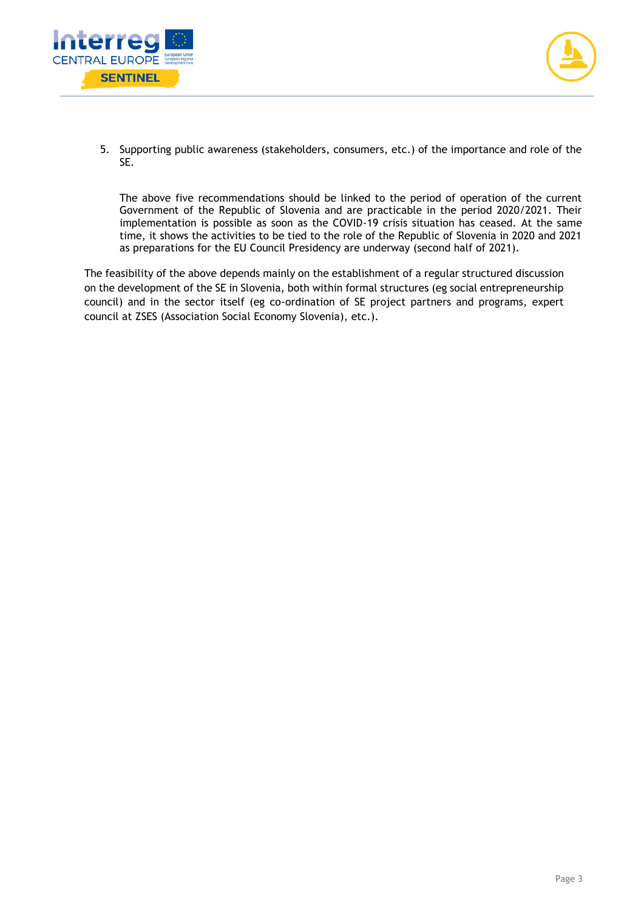5. Supporting public awareness (stakeholders, consumers, etc.) of the importance and role of the SE.

   The above five recommendations should be linked to the period of operation of the current Government of the Republic of Slovenia and are practicable in the period 2020/2021. Their implementation is possible as soon as the COVID-19 crisis situation has ceased. At the same time, it shows the activities to be tied to the role of the Republic of Slovenia in 2020 and 2021 as preparations for the EU Council Presidency are underway (second half of 2021).

The feasibility of the above depends mainly on the establishment of a regular structured discussion on the development of the SE in Slovenia, both within formal structures (eg social entrepreneurship council) and in the sector itself (eg co-ordination of SE project partners and programs, expert council at ZSES (Association Social Economy Slovenia), etc.).